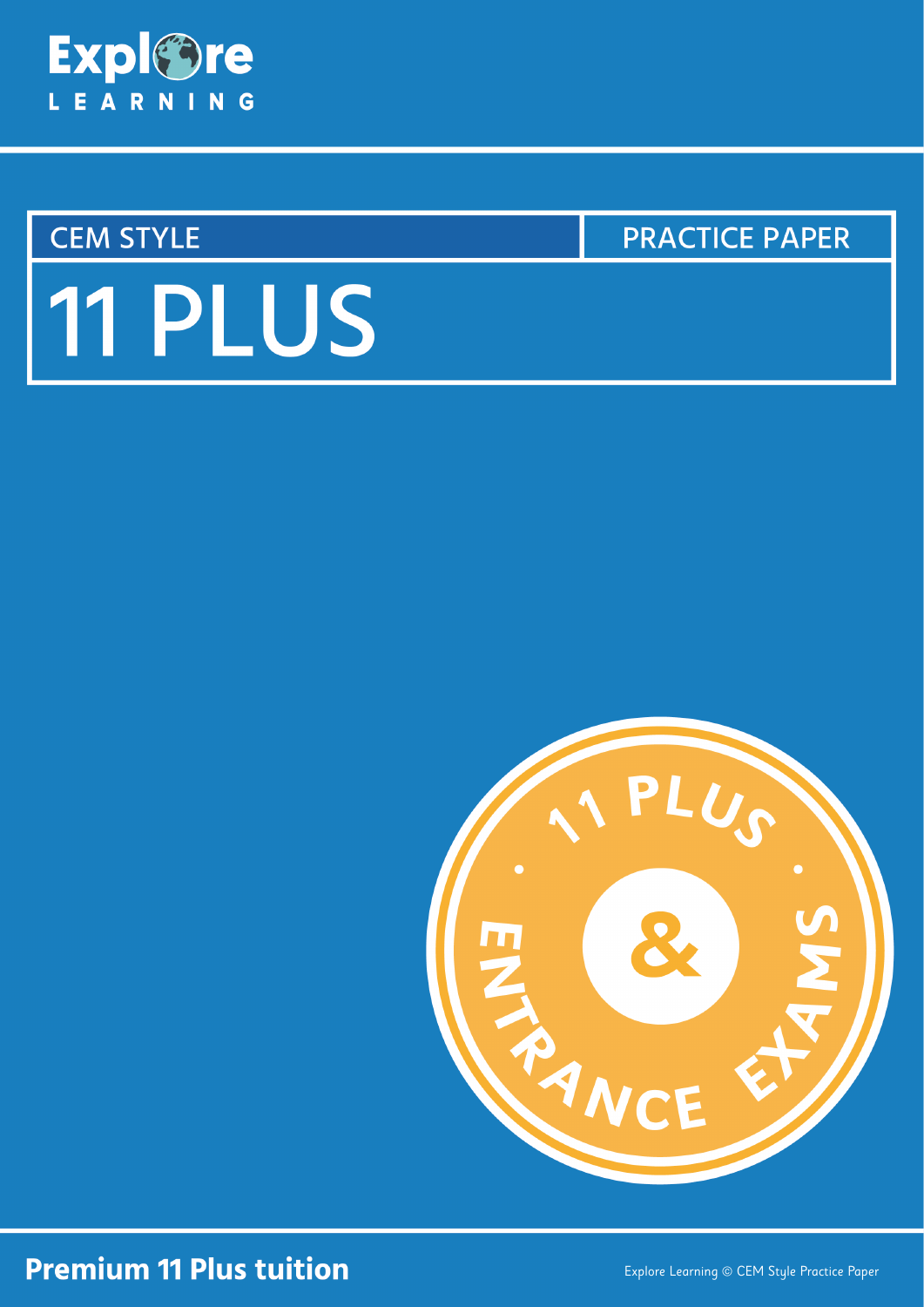Explore LEARNING

CEM STYLE | PRACTICE PAPER

# 11 PLUS

11 PLUS & ENTRANCE EXAMS

**Premium 11 Plus tuition**

Explore Learning © CEM Style Practice Paper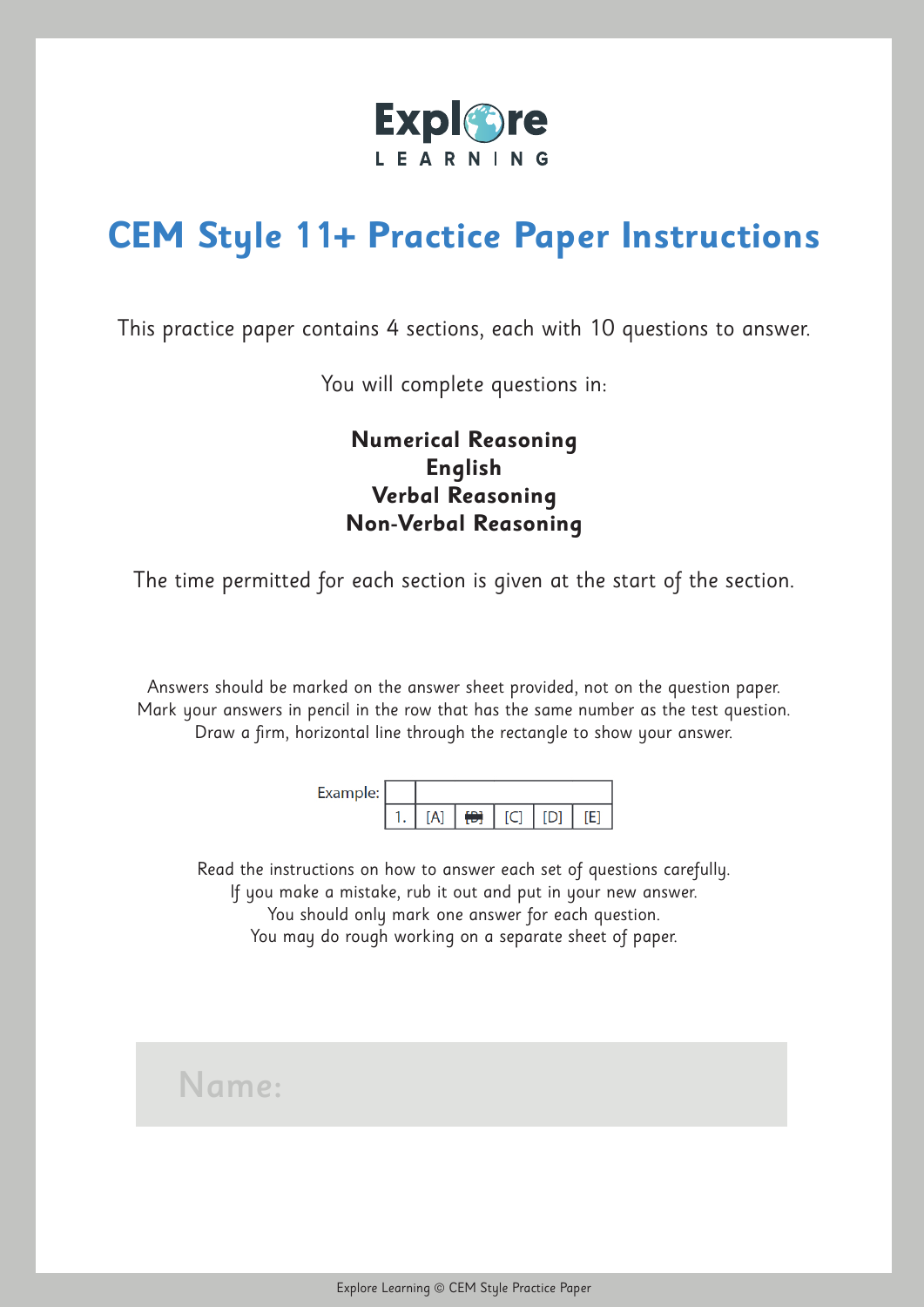Explore LEARNING

# CEM Style 11+ Practice Paper Instructions

This practice paper contains 4 sections, each with 10 questions to answer.

You will complete questions in:

**Numerical Reasoning**
**English**
**Verbal Reasoning**
**Non-Verbal Reasoning**

The time permitted for each section is given at the start of the section.

Answers should be marked on the answer sheet provided, not on the question paper.
Mark your answers in pencil in the row that has the same number as the test question.
Draw a firm, horizontal line through the rectangle to show your answer.

Example:

| | | | | | |
|---|---|---|---|---|---|
| 1. | [A] | [B] | [C] | [D] | [E] |

Read the instructions on how to answer each set of questions carefully.
If you make a mistake, rub it out and put in your new answer.
You should only mark one answer for each question.
You may do rough working on a separate sheet of paper.

Name: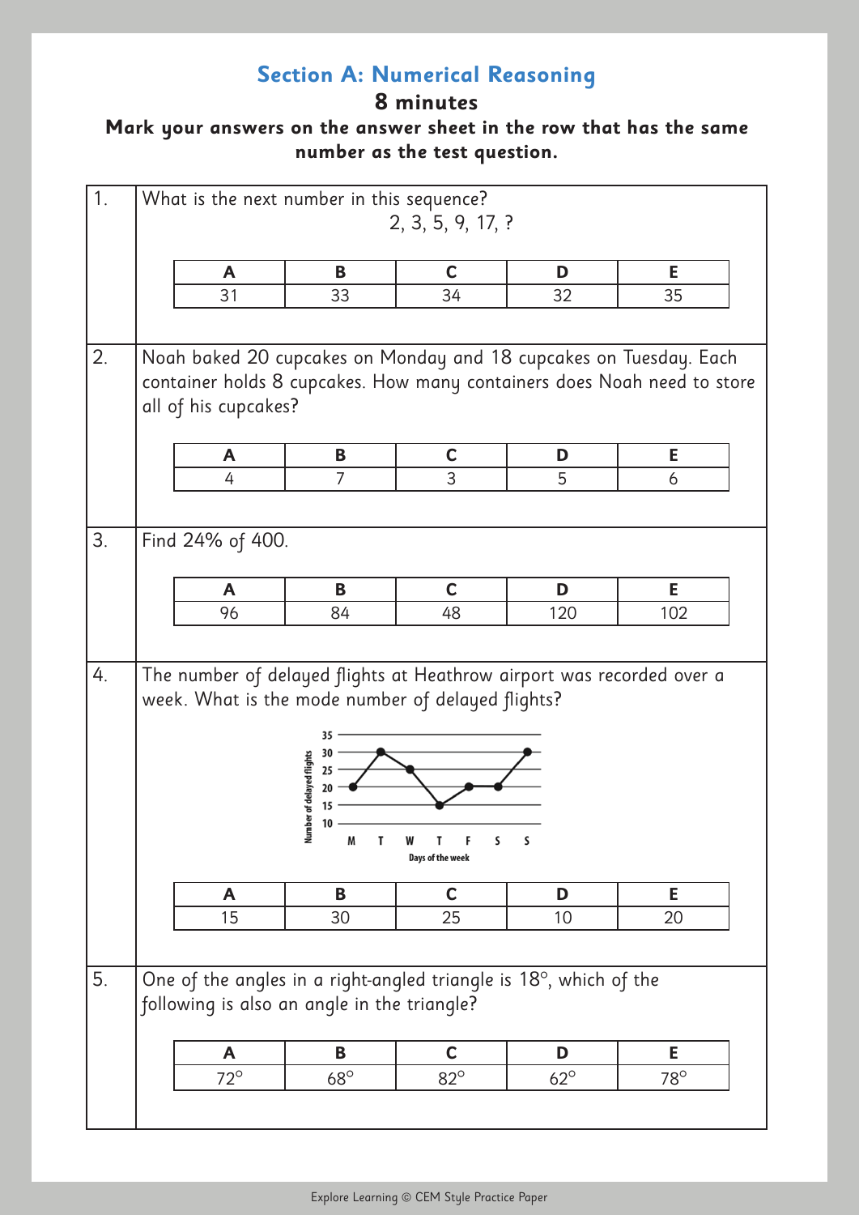## Section A: Numerical Reasoning

**8 minutes**

**Mark your answers on the answer sheet in the row that has the same number as the test question.**

**1.** What is the next number in this sequence?

2, 3, 5, 9, 17, ?

| A | B | C | D | E |
|---|---|---|---|---|
| 31 | 33 | 34 | 32 | 35 |

**2.** Noah baked 20 cupcakes on Monday and 18 cupcakes on Tuesday. Each container holds 8 cupcakes. How many containers does Noah need to store all of his cupcakes?

| A | B | C | D | E |
|---|---|---|---|---|
| 4 | 7 | 3 | 5 | 6 |

**3.** Find 24% of 400.

| A | B | C | D | E |
|---|---|---|---|---|
| 96 | 84 | 48 | 120 | 102 |

**4.** The number of delayed flights at Heathrow airport was recorded over a week. What is the mode number of delayed flights?

| Days of the week | M | T | W | T | F | S | S |
|---|---|---|---|---|---|---|---|
| Number of delayed flights | 20 | 30 | 25 | 15 | 20 | 20 | 30 |

| A | B | C | D | E |
|---|---|---|---|---|
| 15 | 30 | 25 | 10 | 20 |

**5.** One of the angles in a right-angled triangle is 18°, which of the following is also an angle in the triangle?

| A | B | C | D | E |
|---|---|---|---|---|
| 72° | 68° | 82° | 62° | 78° |

Explore Learning © CEM Style Practice Paper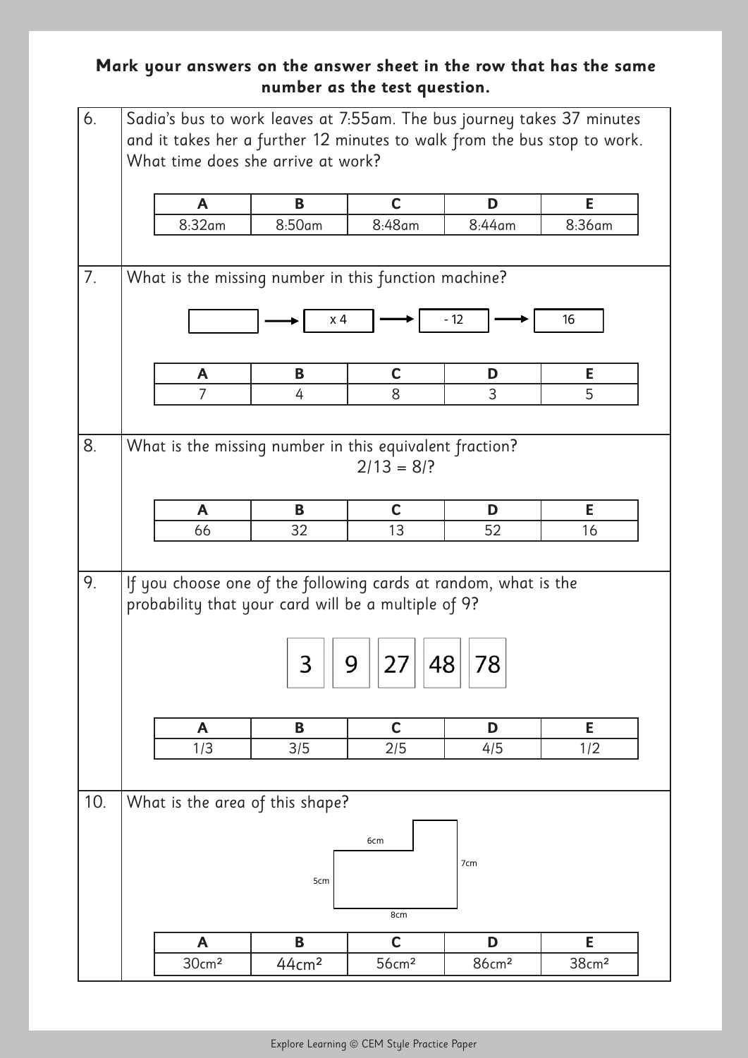**Mark your answers on the answer sheet in the row that has the same number as the test question.**

6. Sadia's bus to work leaves at 7:55am. The bus journey takes 37 minutes and it takes her a further 12 minutes to walk from the bus stop to work. What time does she arrive at work?

| A | B | C | D | E |
|---|---|---|---|---|
| 8:32am | 8:50am | 8:48am | 8:44am | 8:36am |

7. What is the missing number in this function machine?

[ ] → x 4 → - 12 → 16

| A | B | C | D | E |
|---|---|---|---|---|
| 7 | 4 | 8 | 3 | 5 |

8. What is the missing number in this equivalent fraction?

$$2/13 = 8/?$$

| A | B | C | D | E |
|---|---|---|---|---|
| 66 | 32 | 13 | 52 | 16 |

9. If you choose one of the following cards at random, what is the probability that your card will be a multiple of 9?

3 | 9 | 27 | 48 | 78

| A | B | C | D | E |
|---|---|---|---|---|
| 1/3 | 3/5 | 2/5 | 4/5 | 1/2 |

10. What is the area of this shape?

6cm, 7cm, 5cm, 8cm

| A | B | C | D | E |
|---|---|---|---|---|
| 30cm² | 44cm² | 56cm² | 86cm² | 38cm² |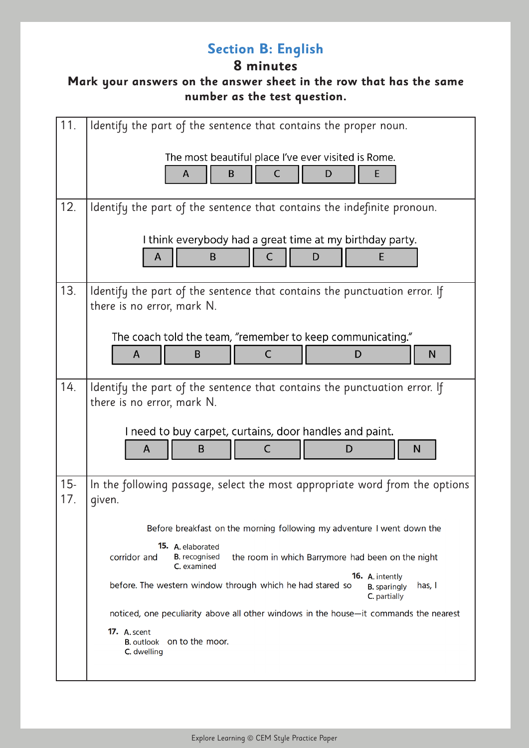## Section B: English

**8 minutes**

**Mark your answers on the answer sheet in the row that has the same number as the test question.**

**11.** Identify the part of the sentence that contains the proper noun.

The most beautiful place I've ever visited is Rome.

| A | B | C | D | E |
|---|---|---|---|---|

**12.** Identify the part of the sentence that contains the indefinite pronoun.

I think everybody had a great time at my birthday party.

| A | B | C | D | E |
|---|---|---|---|---|

**13.** Identify the part of the sentence that contains the punctuation error. If there is no error, mark N.

The coach told the team, "remember to keep communicating."

| A | B | C | D | N |
|---|---|---|---|---|

**14.** Identify the part of the sentence that contains the punctuation error. If there is no error, mark N.

I need to buy carpet, curtains, door handles and paint.

| A | B | C | D | N |
|---|---|---|---|---|

**15-17.** In the following passage, select the most appropriate word from the options given.

Before breakfast on the morning following my adventure I went down the corridor and **15.** (A. elaborated / B. recognised / C. examined) the room in which Barrymore had been on the night before. The western window through which he had stared so **16.** (A. intently / B. sparingly / C. partially) has, I noticed, one peculiarity above all other windows in the house—it commands the nearest **17.** (A. scent / B. outlook / C. dwelling) on to the moor.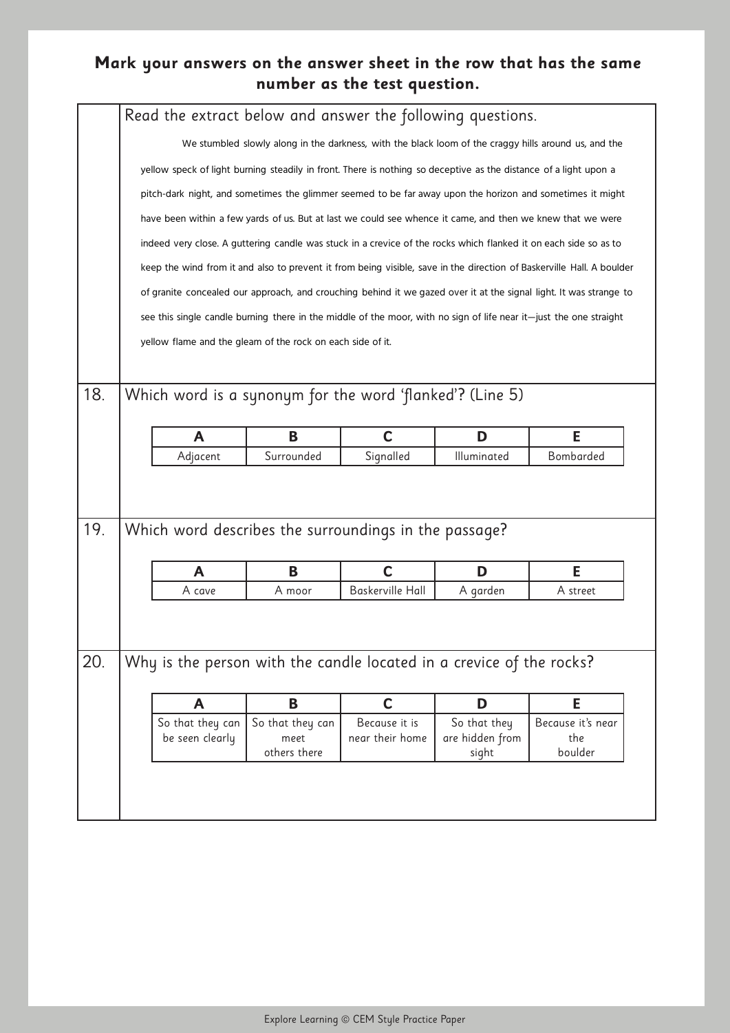**Mark your answers on the answer sheet in the row that has the same number as the test question.**

Read the extract below and answer the following questions.

We stumbled slowly along in the darkness, with the black loom of the craggy hills around us, and the yellow speck of light burning steadily in front. There is nothing so deceptive as the distance of a light upon a pitch-dark night, and sometimes the glimmer seemed to be far away upon the horizon and sometimes it might have been within a few yards of us. But at last we could see whence it came, and then we knew that we were indeed very close. A guttering candle was stuck in a crevice of the rocks which flanked it on each side so as to keep the wind from it and also to prevent it from being visible, save in the direction of Baskerville Hall. A boulder of granite concealed our approach, and crouching behind it we gazed over it at the signal light. It was strange to see this single candle burning there in the middle of the moor, with no sign of life near it—just the one straight yellow flame and the gleam of the rock on each side of it.

**18.** Which word is a synonym for the word 'flanked'? (Line 5)

| A | B | C | D | E |
|---|---|---|---|---|
| Adjacent | Surrounded | Signalled | Illuminated | Bombarded |

**19.** Which word describes the surroundings in the passage?

| A | B | C | D | E |
|---|---|---|---|---|
| A cave | A moor | Baskerville Hall | A garden | A street |

**20.** Why is the person with the candle located in a crevice of the rocks?

| A | B | C | D | E |
|---|---|---|---|---|
| So that they can be seen clearly | So that they can meet others there | Because it is near their home | So that they are hidden from sight | Because it's near the boulder |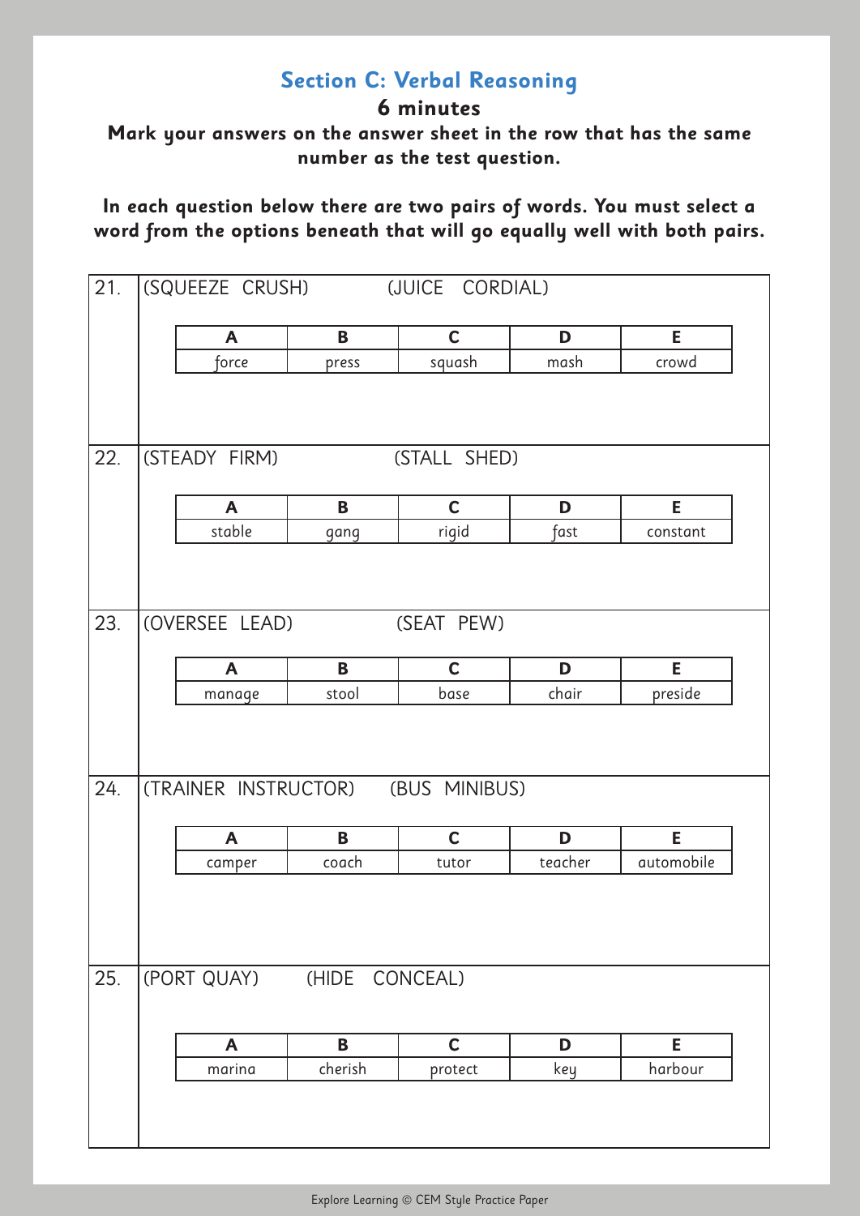## Section C: Verbal Reasoning

**6 minutes**

**Mark your answers on the answer sheet in the row that has the same number as the test question.**

**In each question below there are two pairs of words. You must select a word from the options beneath that will go equally well with both pairs.**

**21.** (SQUEEZE CRUSH) (JUICE CORDIAL)

| A | B | C | D | E |
|---|---|---|---|---|
| force | press | squash | mash | crowd |

**22.** (STEADY FIRM) (STALL SHED)

| A | B | C | D | E |
|---|---|---|---|---|
| stable | gang | rigid | fast | constant |

**23.** (OVERSEE LEAD) (SEAT PEW)

| A | B | C | D | E |
|---|---|---|---|---|
| manage | stool | base | chair | preside |

**24.** (TRAINER INSTRUCTOR) (BUS MINIBUS)

| A | B | C | D | E |
|---|---|---|---|---|
| camper | coach | tutor | teacher | automobile |

**25.** (PORT QUAY) (HIDE CONCEAL)

| A | B | C | D | E |
|---|---|---|---|---|
| marina | cherish | protect | key | harbour |

Explore Learning © CEM Style Practice Paper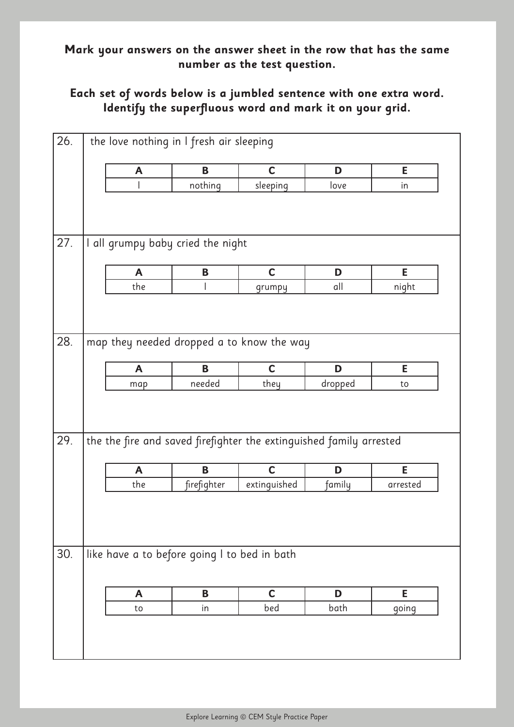**Mark your answers on the answer sheet in the row that has the same number as the test question.**

**Each set of words below is a jumbled sentence with one extra word. Identify the superfluous word and mark it on your grid.**

26. the love nothing in I fresh air sleeping

| A | B | C | D | E |
|---|---|---|---|---|
| I | nothing | sleeping | love | in |

27. I all grumpy baby cried the night

| A | B | C | D | E |
|---|---|---|---|---|
| the | I | grumpy | all | night |

28. map they needed dropped a to know the way

| A | B | C | D | E |
|---|---|---|---|---|
| map | needed | they | dropped | to |

29. the the fire and saved firefighter the extinguished family arrested

| A | B | C | D | E |
|---|---|---|---|---|
| the | firefighter | extinguished | family | arrested |

30. like have a to before going I to bed in bath

| A | B | C | D | E |
|---|---|---|---|---|
| to | in | bed | bath | going |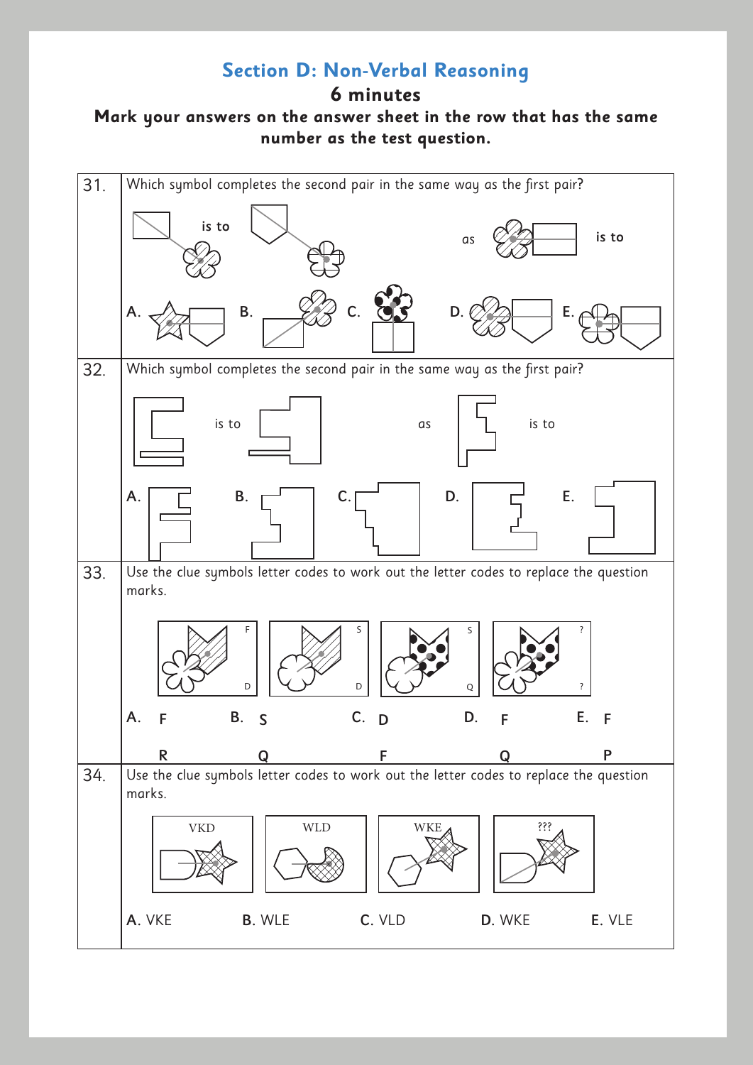## Section D: Non-Verbal Reasoning

**6 minutes**

**Mark your answers on the answer sheet in the row that has the same number as the test question.**

**31.** Which symbol completes the second pair in the same way as the first pair?

is to | as | is to

A. B. C. D. E.

**32.** Which symbol completes the second pair in the same way as the first pair?

is to | as | is to

A. B. C. D. E.

**33.** Use the clue symbols letter codes to work out the letter codes to replace the question marks.

F D | S D | S Q | ? ?

A. F R

B. S Q

C. D F

D. F Q

E. F P

**34.** Use the clue symbols letter codes to work out the letter codes to replace the question marks.

VKD | WLD | WKE | ???

A. VKE

B. WLE

C. VLD

D. WKE

E. VLE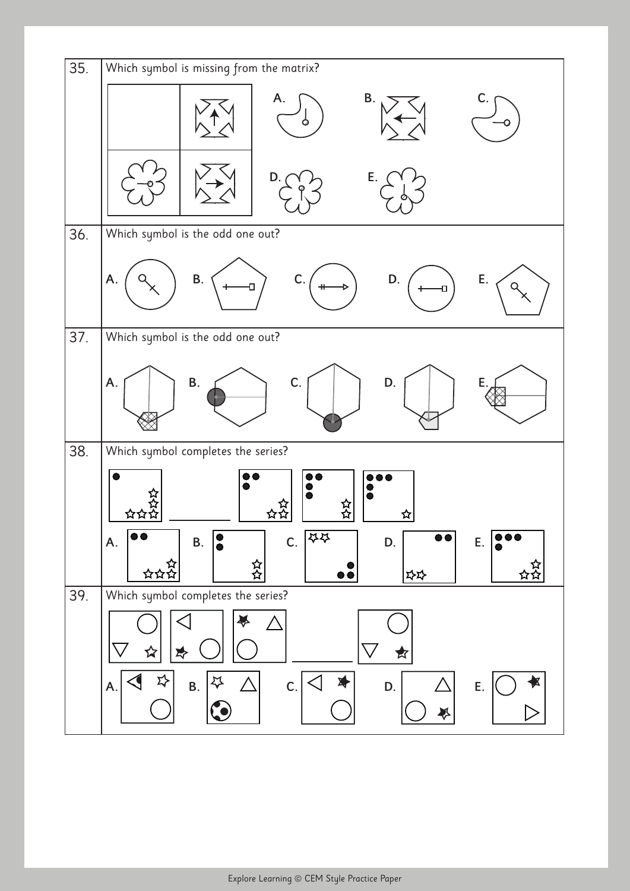**35.** Which symbol is missing from the matrix?

A. B. C. D. E.

**36.** Which symbol is the odd one out?

A. B. C. D. E.

**37.** Which symbol is the odd one out?

A. B. C. D. E.

**38.** Which symbol completes the series?

A. B. C. D. E.

**39.** Which symbol completes the series?

A. B. C. D. E.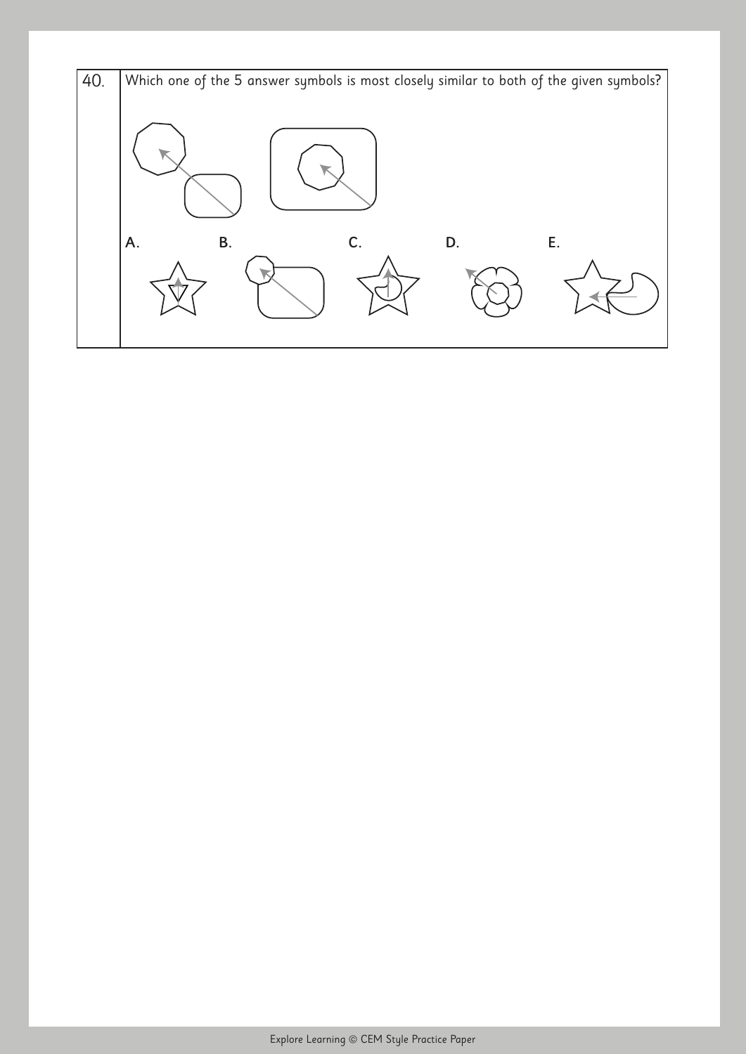40. Which one of the 5 answer symbols is most closely similar to both of the given symbols?

A.

B.

C.

D.

E.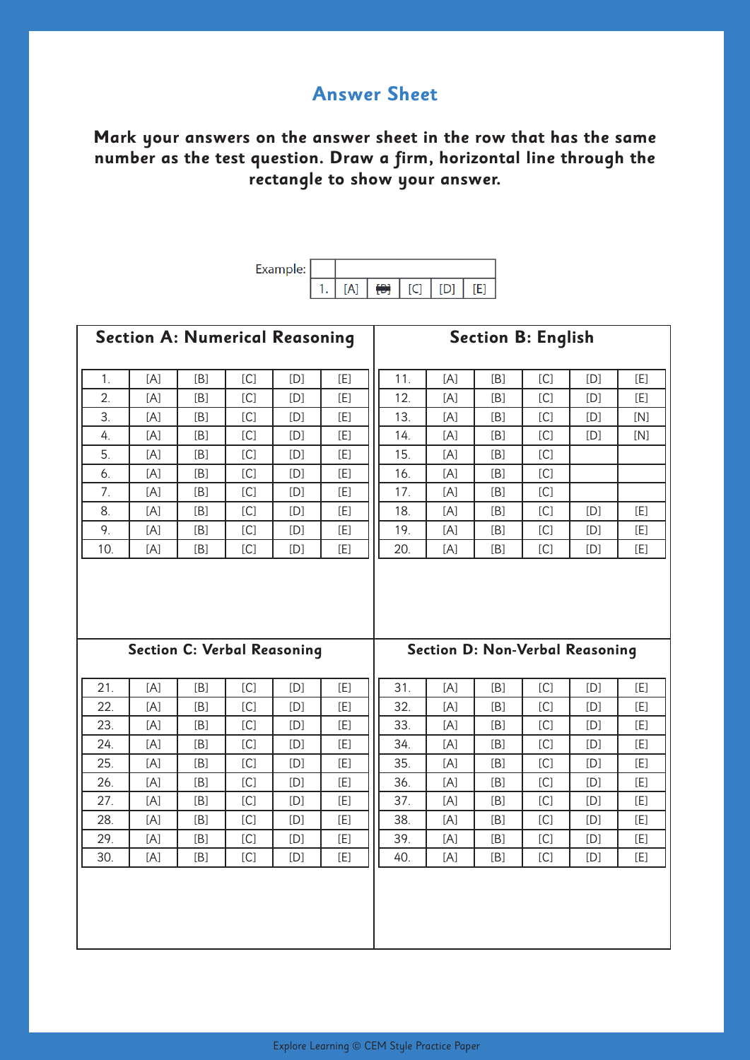## Answer Sheet

**Mark your answers on the answer sheet in the row that has the same number as the test question. Draw a firm, horizontal line through the rectangle to show your answer.**

Example:

| | | | | | |
|---|---|---|---|---|---|
| 1. | [A] | [B] | [C] | [D] | [E] |

### Section A: Numerical Reasoning

| | | | | | |
|---|---|---|---|---|---|
| 1. | [A] | [B] | [C] | [D] | [E] |
| 2. | [A] | [B] | [C] | [D] | [E] |
| 3. | [A] | [B] | [C] | [D] | [E] |
| 4. | [A] | [B] | [C] | [D] | [E] |
| 5. | [A] | [B] | [C] | [D] | [E] |
| 6. | [A] | [B] | [C] | [D] | [E] |
| 7. | [A] | [B] | [C] | [D] | [E] |
| 8. | [A] | [B] | [C] | [D] | [E] |
| 9. | [A] | [B] | [C] | [D] | [E] |
| 10. | [A] | [B] | [C] | [D] | [E] |

### Section B: English

| | | | | | |
|---|---|---|---|---|---|
| 11. | [A] | [B] | [C] | [D] | [E] |
| 12. | [A] | [B] | [C] | [D] | [E] |
| 13. | [A] | [B] | [C] | [D] | [N] |
| 14. | [A] | [B] | [C] | [D] | [N] |
| 15. | [A] | [B] | [C] | | |
| 16. | [A] | [B] | [C] | | |
| 17. | [A] | [B] | [C] | | |
| 18. | [A] | [B] | [C] | [D] | [E] |
| 19. | [A] | [B] | [C] | [D] | [E] |
| 20. | [A] | [B] | [C] | [D] | [E] |

### Section C: Verbal Reasoning

| | | | | | |
|---|---|---|---|---|---|
| 21. | [A] | [B] | [C] | [D] | [E] |
| 22. | [A] | [B] | [C] | [D] | [E] |
| 23. | [A] | [B] | [C] | [D] | [E] |
| 24. | [A] | [B] | [C] | [D] | [E] |
| 25. | [A] | [B] | [C] | [D] | [E] |
| 26. | [A] | [B] | [C] | [D] | [E] |
| 27. | [A] | [B] | [C] | [D] | [E] |
| 28. | [A] | [B] | [C] | [D] | [E] |
| 29. | [A] | [B] | [C] | [D] | [E] |
| 30. | [A] | [B] | [C] | [D] | [E] |

### Section D: Non-Verbal Reasoning

| | | | | | |
|---|---|---|---|---|---|
| 31. | [A] | [B] | [C] | [D] | [E] |
| 32. | [A] | [B] | [C] | [D] | [E] |
| 33. | [A] | [B] | [C] | [D] | [E] |
| 34. | [A] | [B] | [C] | [D] | [E] |
| 35. | [A] | [B] | [C] | [D] | [E] |
| 36. | [A] | [B] | [C] | [D] | [E] |
| 37. | [A] | [B] | [C] | [D] | [E] |
| 38. | [A] | [B] | [C] | [D] | [E] |
| 39. | [A] | [B] | [C] | [D] | [E] |
| 40. | [A] | [B] | [C] | [D] | [E] |